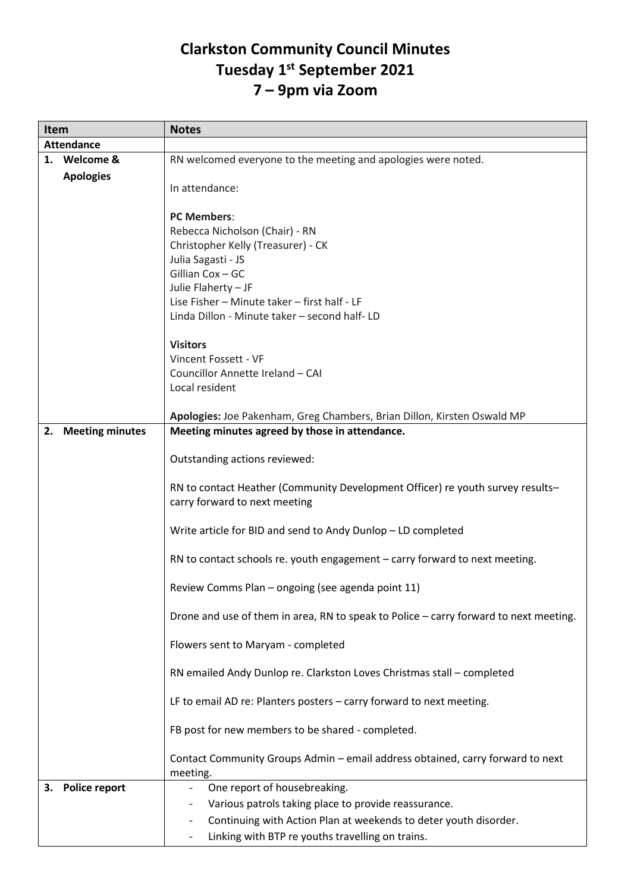# Clarkston Community Council Minutes
# Tuesday 1st September 2021
# 7 – 9pm via Zoom

| Item | Notes |
|---|---|
| **Attendance** | |
| **1. Welcome & Apologies** | RN welcomed everyone to the meeting and apologies were noted.<br><br>In attendance:<br><br>**PC Members**:<br>Rebecca Nicholson (Chair) - RN<br>Christopher Kelly (Treasurer) - CK<br>Julia Sagasti - JS<br>Gillian Cox – GC<br>Julie Flaherty – JF<br>Lise Fisher – Minute taker – first half - LF<br>Linda Dillon - Minute taker – second half- LD<br><br>**Visitors**<br>Vincent Fossett - VF<br>Councillor Annette Ireland – CAI<br>Local resident<br><br>**Apologies:** Joe Pakenham, Greg Chambers, Brian Dillon, Kirsten Oswald MP |
| **2. Meeting minutes** | **Meeting minutes agreed by those in attendance.**<br><br>Outstanding actions reviewed:<br><br>RN to contact Heather (Community Development Officer) re youth survey results– carry forward to next meeting<br><br>Write article for BID and send to Andy Dunlop – LD completed<br><br>RN to contact schools re. youth engagement – carry forward to next meeting.<br><br>Review Comms Plan – ongoing (see agenda point 11)<br><br>Drone and use of them in area, RN to speak to Police – carry forward to next meeting.<br><br>Flowers sent to Maryam - completed<br><br>RN emailed Andy Dunlop re. Clarkston Loves Christmas stall – completed<br><br>LF to email AD re: Planters posters – carry forward to next meeting.<br><br>FB post for new members to be shared - completed.<br><br>Contact Community Groups Admin – email address obtained, carry forward to next meeting. |
| **3. Police report** | - One report of housebreaking.<br>- Various patrols taking place to provide reassurance.<br>- Continuing with Action Plan at weekends to deter youth disorder.<br>- Linking with BTP re youths travelling on trains. |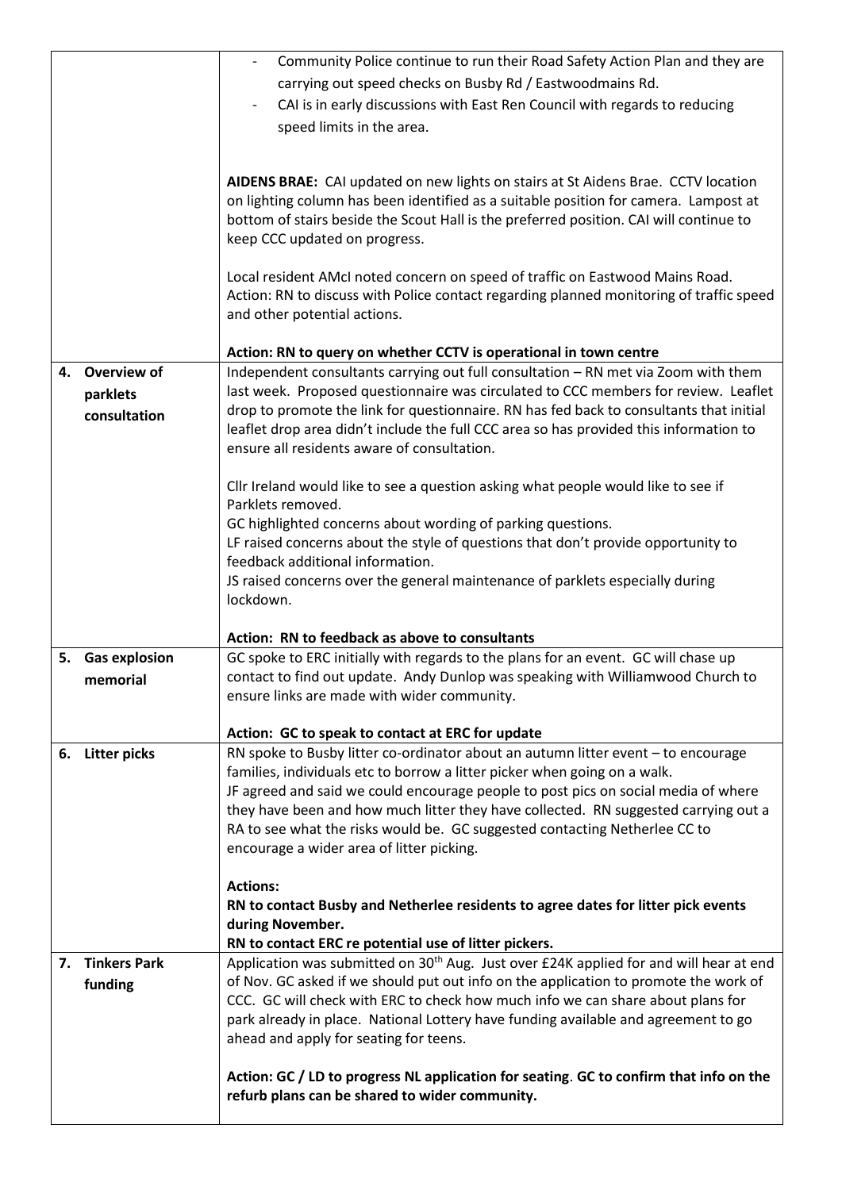| | |
|---|---|
| | - Community Police continue to run their Road Safety Action Plan and they are carrying out speed checks on Busby Rd / Eastwoodmains Rd.<br>- CAI is in early discussions with East Ren Council with regards to reducing speed limits in the area.<br><br>**AIDENS BRAE:** CAI updated on new lights on stairs at St Aidens Brae. CCTV location on lighting column has been identified as a suitable position for camera. Lampost at bottom of stairs beside the Scout Hall is the preferred position. CAI will continue to keep CCC updated on progress.<br><br>Local resident AMcI noted concern on speed of traffic on Eastwood Mains Road. Action: RN to discuss with Police contact regarding planned monitoring of traffic speed and other potential actions.<br><br>**Action: RN to query on whether CCTV is operational in town centre** |
| **4. Overview of parklets consultation** | Independent consultants carrying out full consultation – RN met via Zoom with them last week. Proposed questionnaire was circulated to CCC members for review. Leaflet drop to promote the link for questionnaire. RN has fed back to consultants that initial leaflet drop area didn't include the full CCC area so has provided this information to ensure all residents aware of consultation.<br><br>Cllr Ireland would like to see a question asking what people would like to see if Parklets removed.<br>GC highlighted concerns about wording of parking questions.<br>LF raised concerns about the style of questions that don't provide opportunity to feedback additional information.<br>JS raised concerns over the general maintenance of parklets especially during lockdown.<br><br>**Action: RN to feedback as above to consultants** |
| **5. Gas explosion memorial** | GC spoke to ERC initially with regards to the plans for an event. GC will chase up contact to find out update. Andy Dunlop was speaking with Williamwood Church to ensure links are made with wider community.<br><br>**Action: GC to speak to contact at ERC for update** |
| **6. Litter picks** | RN spoke to Busby litter co-ordinator about an autumn litter event – to encourage families, individuals etc to borrow a litter picker when going on a walk.<br>JF agreed and said we could encourage people to post pics on social media of where they have been and how much litter they have collected. RN suggested carrying out a RA to see what the risks would be. GC suggested contacting Netherlee CC to encourage a wider area of litter picking.<br><br>**Actions:**<br>**RN to contact Busby and Netherlee residents to agree dates for litter pick events during November.**<br>**RN to contact ERC re potential use of litter pickers.** |
| **7. Tinkers Park funding** | Application was submitted on 30th Aug. Just over £24K applied for and will hear at end of Nov. GC asked if we should put out info on the application to promote the work of CCC. GC will check with ERC to check how much info we can share about plans for park already in place. National Lottery have funding available and agreement to go ahead and apply for seating for teens.<br><br>**Action: GC / LD to progress NL application for seating. GC to confirm that info on the refurb plans can be shared to wider community.** |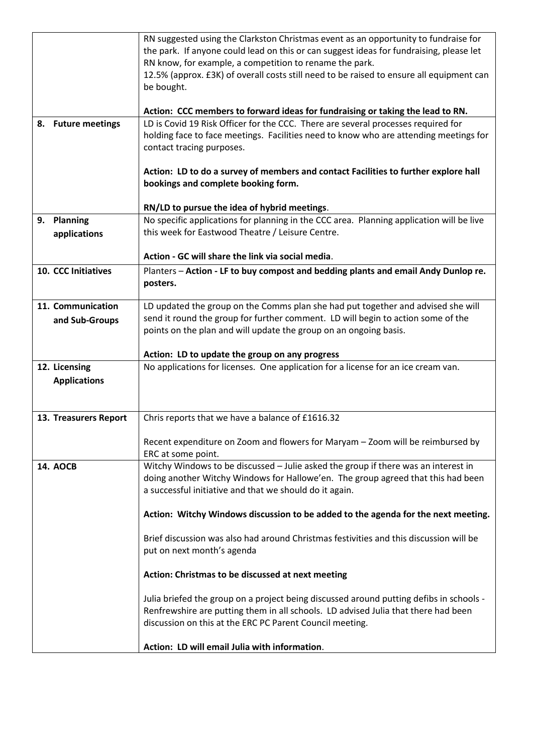| | |
|---|---|
| | RN suggested using the Clarkston Christmas event as an opportunity to fundraise for the park. If anyone could lead on this or can suggest ideas for fundraising, please let RN know, for example, a competition to rename the park.<br>12.5% (approx. £3K) of overall costs still need to be raised to ensure all equipment can be bought.<br><br>**Action: CCC members to forward ideas for fundraising or taking the lead to RN.** |
| **8. Future meetings** | LD is Covid 19 Risk Officer for the CCC. There are several processes required for holding face to face meetings. Facilities need to know who are attending meetings for contact tracing purposes.<br><br>**Action: LD to do a survey of members and contact Facilities to further explore hall bookings and complete booking form.**<br><br>**RN/LD to pursue the idea of hybrid meetings**. |
| **9. Planning applications** | No specific applications for planning in the CCC area. Planning application will be live this week for Eastwood Theatre / Leisure Centre.<br><br>**Action - GC will share the link via social media**. |
| **10. CCC Initiatives** | Planters – **Action - LF to buy compost and bedding plants and email Andy Dunlop re. posters.** |
| **11. Communication and Sub-Groups** | LD updated the group on the Comms plan she had put together and advised she will send it round the group for further comment. LD will begin to action some of the points on the plan and will update the group on an ongoing basis.<br><br>**Action: LD to update the group on any progress** |
| **12. Licensing Applications** | No applications for licenses. One application for a license for an ice cream van. |
| **13. Treasurers Report** | Chris reports that we have a balance of £1616.32<br><br>Recent expenditure on Zoom and flowers for Maryam – Zoom will be reimbursed by ERC at some point. |
| **14. AOCB** | Witchy Windows to be discussed – Julie asked the group if there was an interest in doing another Witchy Windows for Hallowe'en. The group agreed that this had been a successful initiative and that we should do it again.<br><br>**Action: Witchy Windows discussion to be added to the agenda for the next meeting.**<br><br>Brief discussion was also had around Christmas festivities and this discussion will be put on next month's agenda<br><br>**Action: Christmas to be discussed at next meeting**<br><br>Julia briefed the group on a project being discussed around putting defibs in schools - Renfrewshire are putting them in all schools. LD advised Julia that there had been discussion on this at the ERC PC Parent Council meeting.<br><br>**Action: LD will email Julia with information**. |